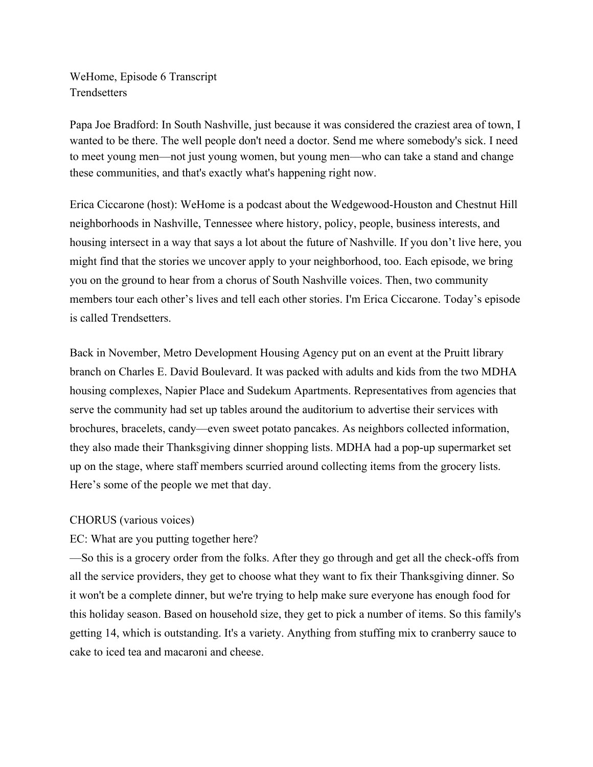WeHome, Episode 6 Transcript
Trendsetters

Papa Joe Bradford: In South Nashville, just because it was considered the craziest area of town, I wanted to be there. The well people don't need a doctor. Send me where somebody's sick. I need to meet young men—not just young women, but young men—who can take a stand and change these communities, and that's exactly what's happening right now.

Erica Ciccarone (host): WeHome is a podcast about the Wedgewood-Houston and Chestnut Hill neighborhoods in Nashville, Tennessee where history, policy, people, business interests, and housing intersect in a way that says a lot about the future of Nashville. If you don't live here, you might find that the stories we uncover apply to your neighborhood, too. Each episode, we bring you on the ground to hear from a chorus of South Nashville voices. Then, two community members tour each other's lives and tell each other stories. I'm Erica Ciccarone. Today's episode is called Trendsetters.

Back in November, Metro Development Housing Agency put on an event at the Pruitt library branch on Charles E. David Boulevard. It was packed with adults and kids from the two MDHA housing complexes, Napier Place and Sudekum Apartments. Representatives from agencies that serve the community had set up tables around the auditorium to advertise their services with brochures, bracelets, candy—even sweet potato pancakes. As neighbors collected information, they also made their Thanksgiving dinner shopping lists. MDHA had a pop-up supermarket set up on the stage, where staff members scurried around collecting items from the grocery lists. Here's some of the people we met that day.

CHORUS (various voices)

EC: What are you putting together here?

—So this is a grocery order from the folks. After they go through and get all the check-offs from all the service providers, they get to choose what they want to fix their Thanksgiving dinner. So it won't be a complete dinner, but we're trying to help make sure everyone has enough food for this holiday season. Based on household size, they get to pick a number of items. So this family's getting 14, which is outstanding. It's a variety. Anything from stuffing mix to cranberry sauce to cake to iced tea and macaroni and cheese.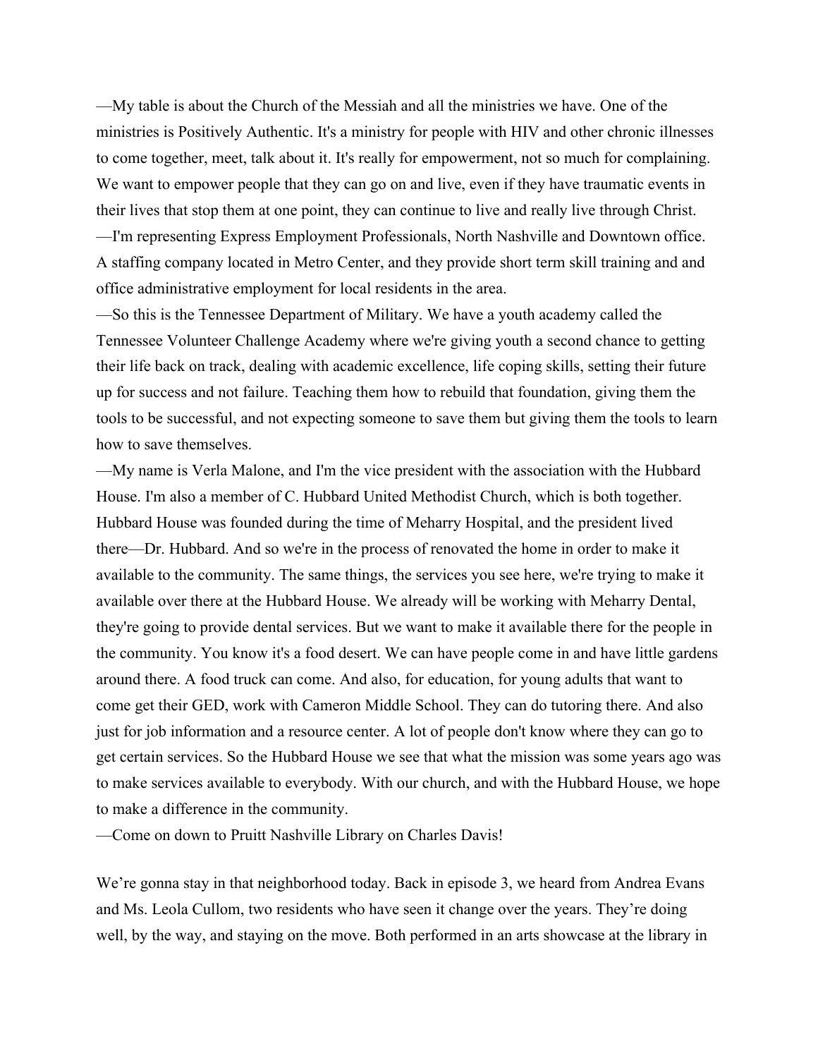—My table is about the Church of the Messiah and all the ministries we have. One of the ministries is Positively Authentic. It's a ministry for people with HIV and other chronic illnesses to come together, meet, talk about it. It's really for empowerment, not so much for complaining. We want to empower people that they can go on and live, even if they have traumatic events in their lives that stop them at one point, they can continue to live and really live through Christ.

—I'm representing Express Employment Professionals, North Nashville and Downtown office. A staffing company located in Metro Center, and they provide short term skill training and and office administrative employment for local residents in the area.

—So this is the Tennessee Department of Military. We have a youth academy called the Tennessee Volunteer Challenge Academy where we're giving youth a second chance to getting their life back on track, dealing with academic excellence, life coping skills, setting their future up for success and not failure. Teaching them how to rebuild that foundation, giving them the tools to be successful, and not expecting someone to save them but giving them the tools to learn how to save themselves.

—My name is Verla Malone, and I'm the vice president with the association with the Hubbard House. I'm also a member of C. Hubbard United Methodist Church, which is both together. Hubbard House was founded during the time of Meharry Hospital, and the president lived there—Dr. Hubbard. And so we're in the process of renovated the home in order to make it available to the community. The same things, the services you see here, we're trying to make it available over there at the Hubbard House. We already will be working with Meharry Dental, they're going to provide dental services. But we want to make it available there for the people in the community. You know it's a food desert. We can have people come in and have little gardens around there. A food truck can come. And also, for education, for young adults that want to come get their GED, work with Cameron Middle School. They can do tutoring there. And also just for job information and a resource center. A lot of people don't know where they can go to get certain services. So the Hubbard House we see that what the mission was some years ago was to make services available to everybody. With our church, and with the Hubbard House, we hope to make a difference in the community.

—Come on down to Pruitt Nashville Library on Charles Davis!

We're gonna stay in that neighborhood today. Back in episode 3, we heard from Andrea Evans and Ms. Leola Cullom, two residents who have seen it change over the years. They're doing well, by the way, and staying on the move. Both performed in an arts showcase at the library in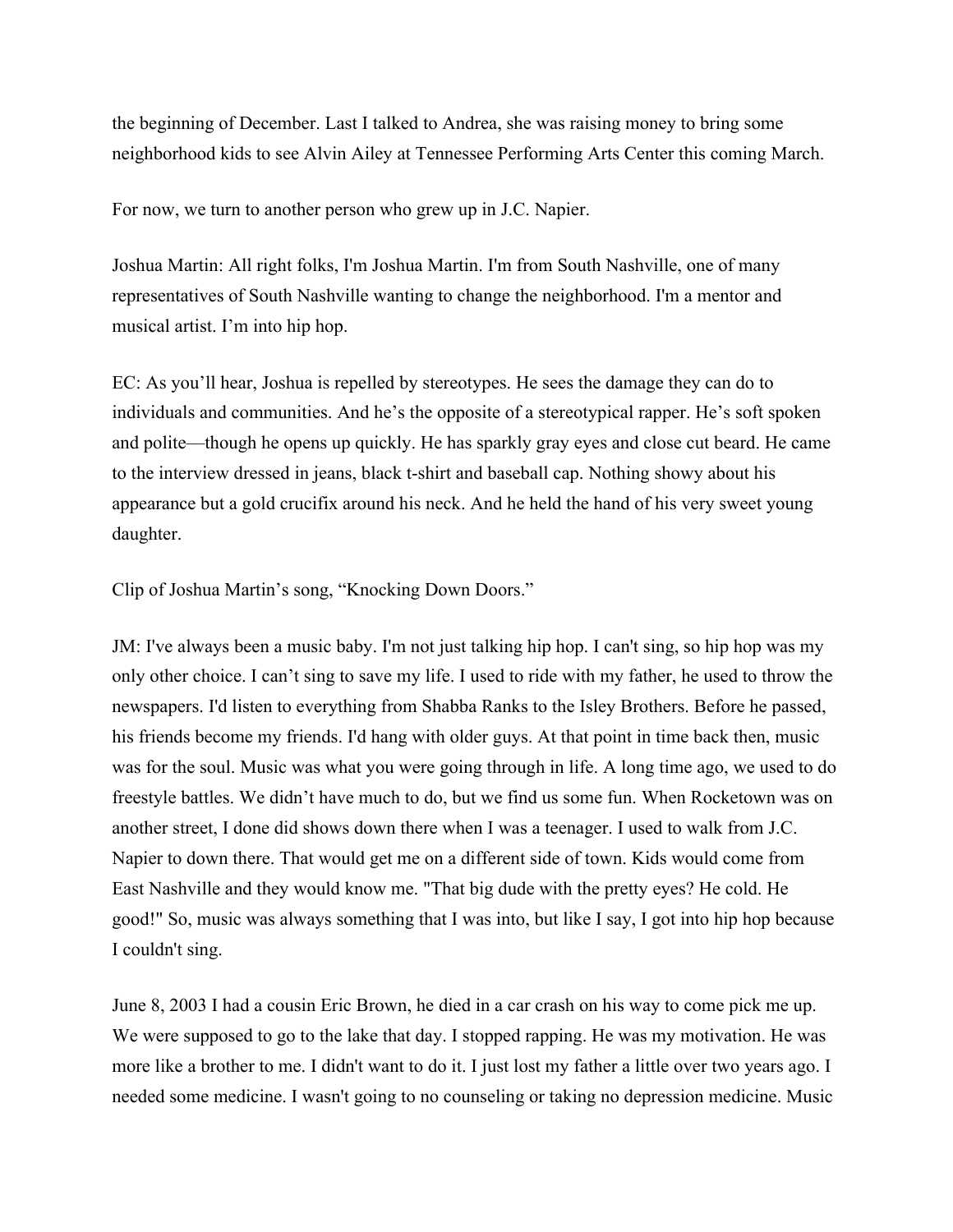the beginning of December. Last I talked to Andrea, she was raising money to bring some neighborhood kids to see Alvin Ailey at Tennessee Performing Arts Center this coming March.

For now, we turn to another person who grew up in J.C. Napier.

Joshua Martin: All right folks, I'm Joshua Martin. I'm from South Nashville, one of many representatives of South Nashville wanting to change the neighborhood. I'm a mentor and musical artist. I'm into hip hop.

EC: As you'll hear, Joshua is repelled by stereotypes. He sees the damage they can do to individuals and communities. And he's the opposite of a stereotypical rapper. He's soft spoken and polite—though he opens up quickly. He has sparkly gray eyes and close cut beard. He came to the interview dressed in jeans, black t-shirt and baseball cap. Nothing showy about his appearance but a gold crucifix around his neck. And he held the hand of his very sweet young daughter.

Clip of Joshua Martin's song, "Knocking Down Doors."

JM: I've always been a music baby. I'm not just talking hip hop. I can't sing, so hip hop was my only other choice. I can't sing to save my life. I used to ride with my father, he used to throw the newspapers. I'd listen to everything from Shabba Ranks to the Isley Brothers. Before he passed, his friends become my friends. I'd hang with older guys. At that point in time back then, music was for the soul. Music was what you were going through in life. A long time ago, we used to do freestyle battles. We didn't have much to do, but we find us some fun. When Rocketown was on another street, I done did shows down there when I was a teenager. I used to walk from J.C. Napier to down there. That would get me on a different side of town. Kids would come from East Nashville and they would know me. "That big dude with the pretty eyes? He cold. He good!" So, music was always something that I was into, but like I say, I got into hip hop because I couldn't sing.

June 8, 2003 I had a cousin Eric Brown, he died in a car crash on his way to come pick me up. We were supposed to go to the lake that day. I stopped rapping. He was my motivation. He was more like a brother to me. I didn't want to do it. I just lost my father a little over two years ago. I needed some medicine. I wasn't going to no counseling or taking no depression medicine. Music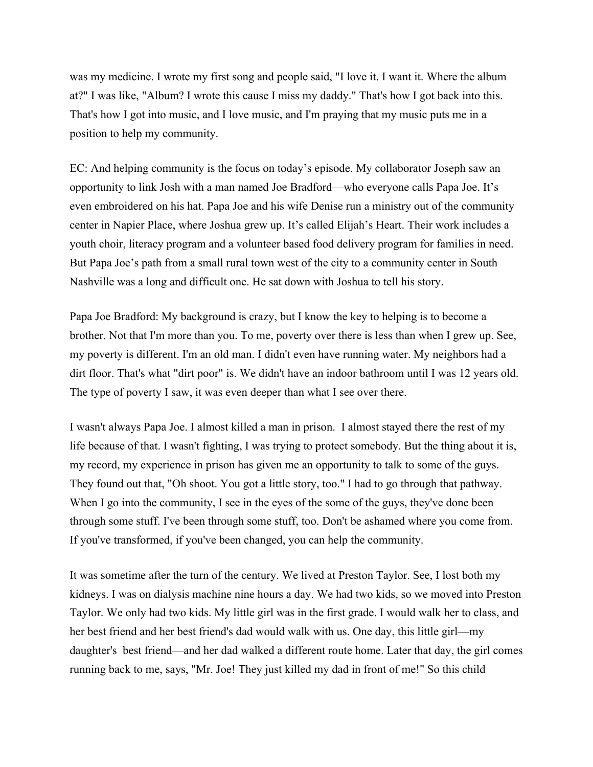was my medicine. I wrote my first song and people said, "I love it. I want it. Where the album at?" I was like, "Album? I wrote this cause I miss my daddy." That's how I got back into this. That's how I got into music, and I love music, and I'm praying that my music puts me in a position to help my community.

EC: And helping community is the focus on today's episode. My collaborator Joseph saw an opportunity to link Josh with a man named Joe Bradford—who everyone calls Papa Joe. It's even embroidered on his hat. Papa Joe and his wife Denise run a ministry out of the community center in Napier Place, where Joshua grew up. It's called Elijah's Heart. Their work includes a youth choir, literacy program and a volunteer based food delivery program for families in need. But Papa Joe's path from a small rural town west of the city to a community center in South Nashville was a long and difficult one. He sat down with Joshua to tell his story.

Papa Joe Bradford: My background is crazy, but I know the key to helping is to become a brother. Not that I'm more than you. To me, poverty over there is less than when I grew up. See, my poverty is different. I'm an old man. I didn't even have running water. My neighbors had a dirt floor. That's what "dirt poor" is. We didn't have an indoor bathroom until I was 12 years old. The type of poverty I saw, it was even deeper than what I see over there.

I wasn't always Papa Joe. I almost killed a man in prison. I almost stayed there the rest of my life because of that. I wasn't fighting, I was trying to protect somebody. But the thing about it is, my record, my experience in prison has given me an opportunity to talk to some of the guys. They found out that, "Oh shoot. You got a little story, too." I had to go through that pathway. When I go into the community, I see in the eyes of the some of the guys, they've done been through some stuff. I've been through some stuff, too. Don't be ashamed where you come from. If you've transformed, if you've been changed, you can help the community.

It was sometime after the turn of the century. We lived at Preston Taylor. See, I lost both my kidneys. I was on dialysis machine nine hours a day. We had two kids, so we moved into Preston Taylor. We only had two kids. My little girl was in the first grade. I would walk her to class, and her best friend and her best friend's dad would walk with us. One day, this little girl—my daughter's best friend—and her dad walked a different route home. Later that day, the girl comes running back to me, says, "Mr. Joe! They just killed my dad in front of me!" So this child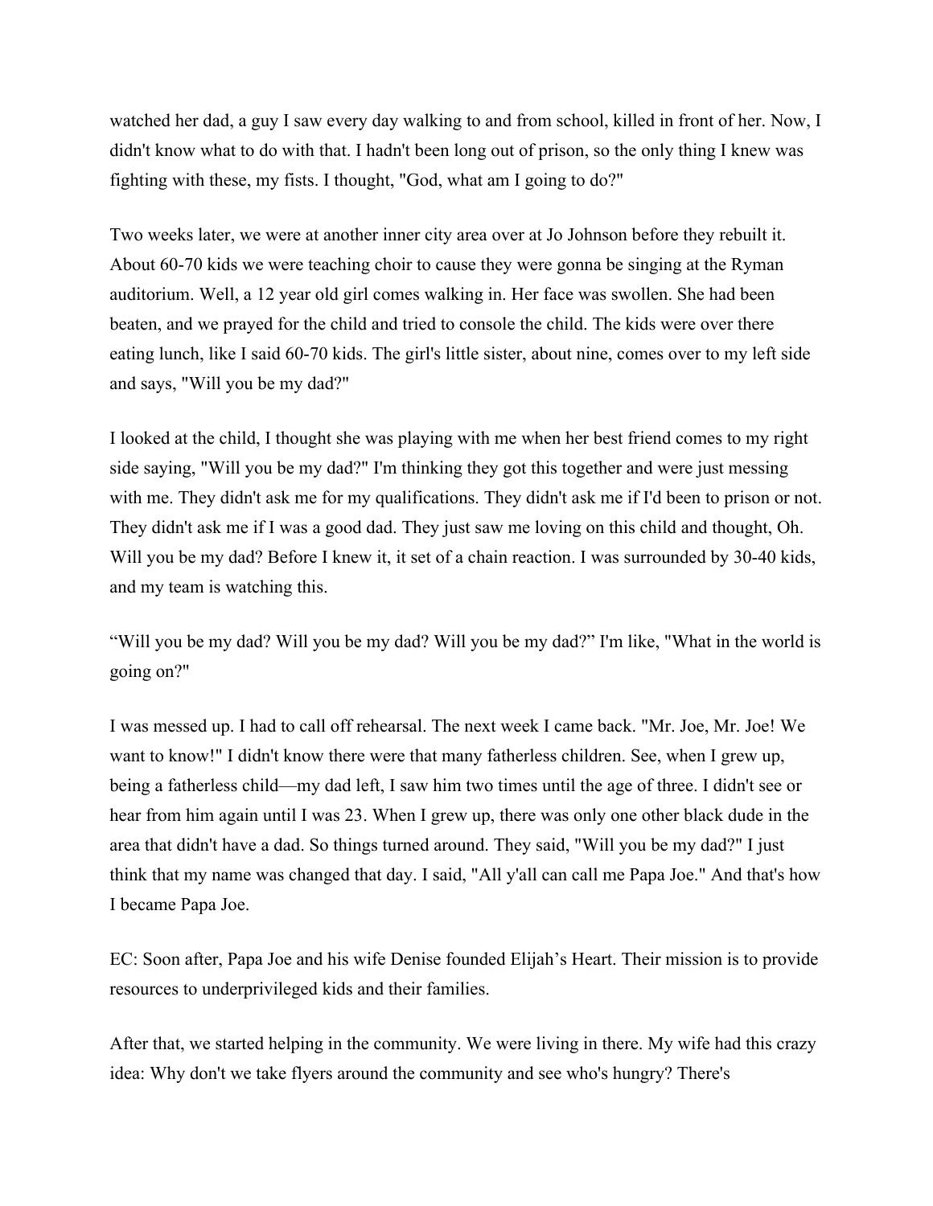watched her dad, a guy I saw every day walking to and from school, killed in front of her. Now, I didn't know what to do with that. I hadn't been long out of prison, so the only thing I knew was fighting with these, my fists. I thought, "God, what am I going to do?"

Two weeks later, we were at another inner city area over at Jo Johnson before they rebuilt it. About 60-70 kids we were teaching choir to cause they were gonna be singing at the Ryman auditorium. Well, a 12 year old girl comes walking in. Her face was swollen. She had been beaten, and we prayed for the child and tried to console the child. The kids were over there eating lunch, like I said 60-70 kids. The girl's little sister, about nine, comes over to my left side and says, "Will you be my dad?"

I looked at the child, I thought she was playing with me when her best friend comes to my right side saying, "Will you be my dad?" I'm thinking they got this together and were just messing with me. They didn't ask me for my qualifications. They didn't ask me if I'd been to prison or not. They didn't ask me if I was a good dad. They just saw me loving on this child and thought, Oh. Will you be my dad? Before I knew it, it set of a chain reaction. I was surrounded by 30-40 kids, and my team is watching this.

"Will you be my dad? Will you be my dad? Will you be my dad?" I'm like, "What in the world is going on?"

I was messed up. I had to call off rehearsal. The next week I came back. "Mr. Joe, Mr. Joe! We want to know!" I didn't know there were that many fatherless children. See, when I grew up, being a fatherless child—my dad left, I saw him two times until the age of three. I didn't see or hear from him again until I was 23. When I grew up, there was only one other black dude in the area that didn't have a dad. So things turned around. They said, "Will you be my dad?" I just think that my name was changed that day. I said, "All y'all can call me Papa Joe." And that's how I became Papa Joe.

EC: Soon after, Papa Joe and his wife Denise founded Elijah's Heart. Their mission is to provide resources to underprivileged kids and their families.

After that, we started helping in the community. We were living in there. My wife had this crazy idea: Why don't we take flyers around the community and see who's hungry? There's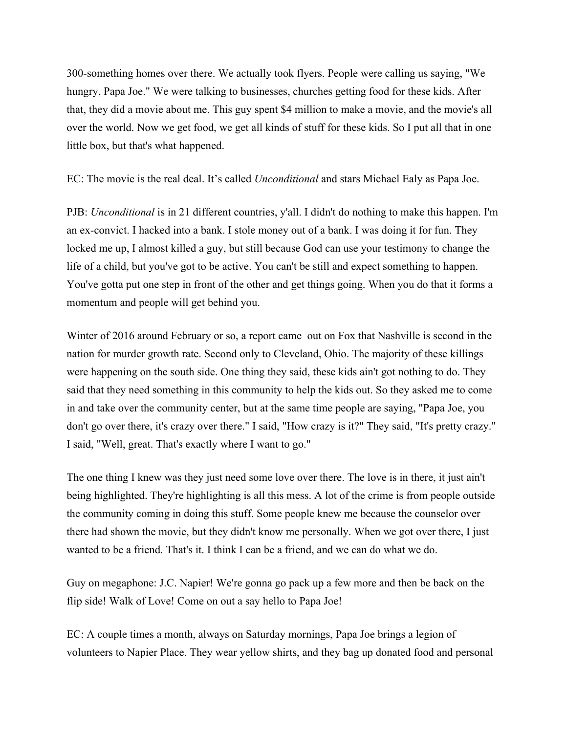300-something homes over there. We actually took flyers. People were calling us saying, "We hungry, Papa Joe." We were talking to businesses, churches getting food for these kids. After that, they did a movie about me. This guy spent $4 million to make a movie, and the movie's all over the world. Now we get food, we get all kinds of stuff for these kids. So I put all that in one little box, but that's what happened.

EC: The movie is the real deal. It's called *Unconditional* and stars Michael Ealy as Papa Joe.

PJB: *Unconditional* is in 21 different countries, y'all. I didn't do nothing to make this happen. I'm an ex-convict. I hacked into a bank. I stole money out of a bank. I was doing it for fun. They locked me up, I almost killed a guy, but still because God can use your testimony to change the life of a child, but you've got to be active. You can't be still and expect something to happen. You've gotta put one step in front of the other and get things going. When you do that it forms a momentum and people will get behind you.

Winter of 2016 around February or so, a report came out on Fox that Nashville is second in the nation for murder growth rate. Second only to Cleveland, Ohio. The majority of these killings were happening on the south side. One thing they said, these kids ain't got nothing to do. They said that they need something in this community to help the kids out. So they asked me to come in and take over the community center, but at the same time people are saying, "Papa Joe, you don't go over there, it's crazy over there." I said, "How crazy is it?" They said, "It's pretty crazy." I said, "Well, great. That's exactly where I want to go."

The one thing I knew was they just need some love over there. The love is in there, it just ain't being highlighted. They're highlighting is all this mess. A lot of the crime is from people outside the community coming in doing this stuff. Some people knew me because the counselor over there had shown the movie, but they didn't know me personally. When we got over there, I just wanted to be a friend. That's it. I think I can be a friend, and we can do what we do.

Guy on megaphone: J.C. Napier! We're gonna go pack up a few more and then be back on the flip side! Walk of Love! Come on out a say hello to Papa Joe!

EC: A couple times a month, always on Saturday mornings, Papa Joe brings a legion of volunteers to Napier Place. They wear yellow shirts, and they bag up donated food and personal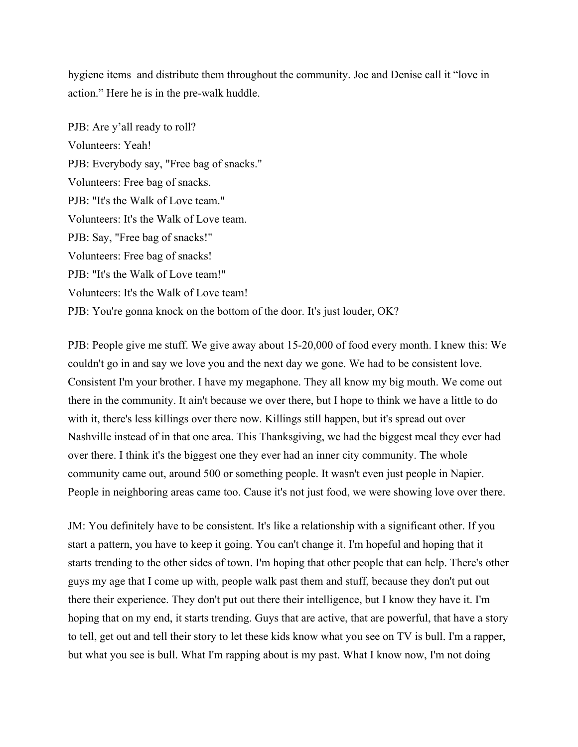hygiene items and distribute them throughout the community. Joe and Denise call it "love in action." Here he is in the pre-walk huddle.

PJB: Are y'all ready to roll?
Volunteers: Yeah!
PJB: Everybody say, "Free bag of snacks."
Volunteers: Free bag of snacks.
PJB: "It's the Walk of Love team."
Volunteers: It's the Walk of Love team.
PJB: Say, "Free bag of snacks!"
Volunteers: Free bag of snacks!
PJB: "It's the Walk of Love team!"
Volunteers: It's the Walk of Love team!
PJB: You're gonna knock on the bottom of the door. It's just louder, OK?

PJB: People give me stuff. We give away about 15-20,000 of food every month. I knew this: We couldn't go in and say we love you and the next day we gone. We had to be consistent love. Consistent I'm your brother. I have my megaphone. They all know my big mouth. We come out there in the community. It ain't because we over there, but I hope to think we have a little to do with it, there's less killings over there now. Killings still happen, but it's spread out over Nashville instead of in that one area. This Thanksgiving, we had the biggest meal they ever had over there. I think it's the biggest one they ever had an inner city community. The whole community came out, around 500 or something people. It wasn't even just people in Napier. People in neighboring areas came too. Cause it's not just food, we were showing love over there.

JM: You definitely have to be consistent. It's like a relationship with a significant other. If you start a pattern, you have to keep it going. You can't change it. I'm hopeful and hoping that it starts trending to the other sides of town. I'm hoping that other people that can help. There's other guys my age that I come up with, people walk past them and stuff, because they don't put out there their experience. They don't put out there their intelligence, but I know they have it. I'm hoping that on my end, it starts trending. Guys that are active, that are powerful, that have a story to tell, get out and tell their story to let these kids know what you see on TV is bull. I'm a rapper, but what you see is bull. What I'm rapping about is my past. What I know now, I'm not doing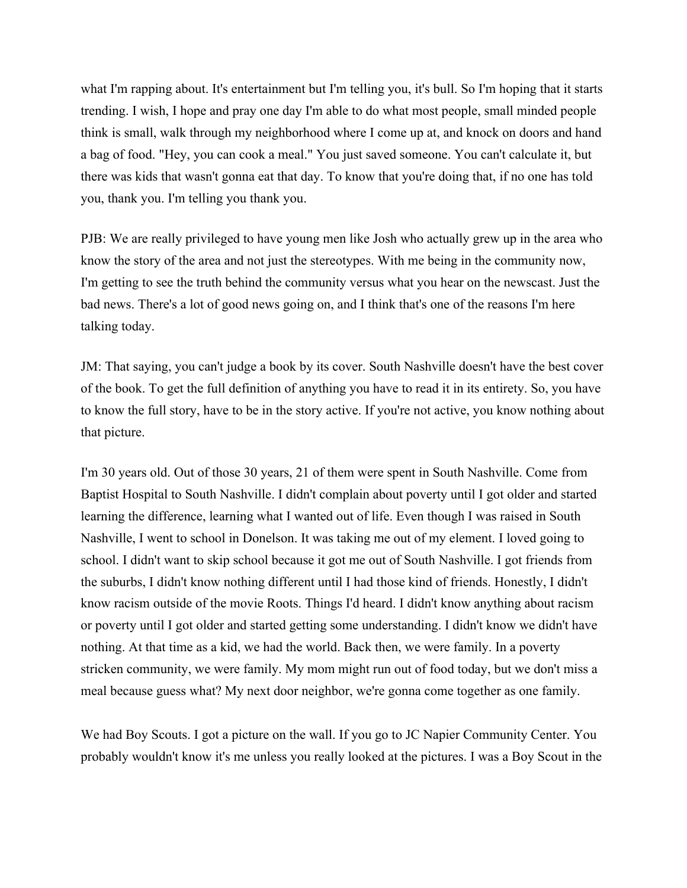what I'm rapping about. It's entertainment but I'm telling you, it's bull. So I'm hoping that it starts trending. I wish, I hope and pray one day I'm able to do what most people, small minded people think is small, walk through my neighborhood where I come up at, and knock on doors and hand a bag of food. "Hey, you can cook a meal." You just saved someone. You can't calculate it, but there was kids that wasn't gonna eat that day. To know that you're doing that, if no one has told you, thank you. I'm telling you thank you.

PJB: We are really privileged to have young men like Josh who actually grew up in the area who know the story of the area and not just the stereotypes. With me being in the community now, I'm getting to see the truth behind the community versus what you hear on the newscast. Just the bad news. There's a lot of good news going on, and I think that's one of the reasons I'm here talking today.

JM: That saying, you can't judge a book by its cover. South Nashville doesn't have the best cover of the book. To get the full definition of anything you have to read it in its entirety. So, you have to know the full story, have to be in the story active. If you're not active, you know nothing about that picture.

I'm 30 years old. Out of those 30 years, 21 of them were spent in South Nashville. Come from Baptist Hospital to South Nashville. I didn't complain about poverty until I got older and started learning the difference, learning what I wanted out of life. Even though I was raised in South Nashville, I went to school in Donelson. It was taking me out of my element. I loved going to school. I didn't want to skip school because it got me out of South Nashville. I got friends from the suburbs, I didn't know nothing different until I had those kind of friends. Honestly, I didn't know racism outside of the movie Roots. Things I'd heard. I didn't know anything about racism or poverty until I got older and started getting some understanding. I didn't know we didn't have nothing. At that time as a kid, we had the world. Back then, we were family. In a poverty stricken community, we were family. My mom might run out of food today, but we don't miss a meal because guess what? My next door neighbor, we're gonna come together as one family.

We had Boy Scouts. I got a picture on the wall. If you go to JC Napier Community Center. You probably wouldn't know it's me unless you really looked at the pictures. I was a Boy Scout in the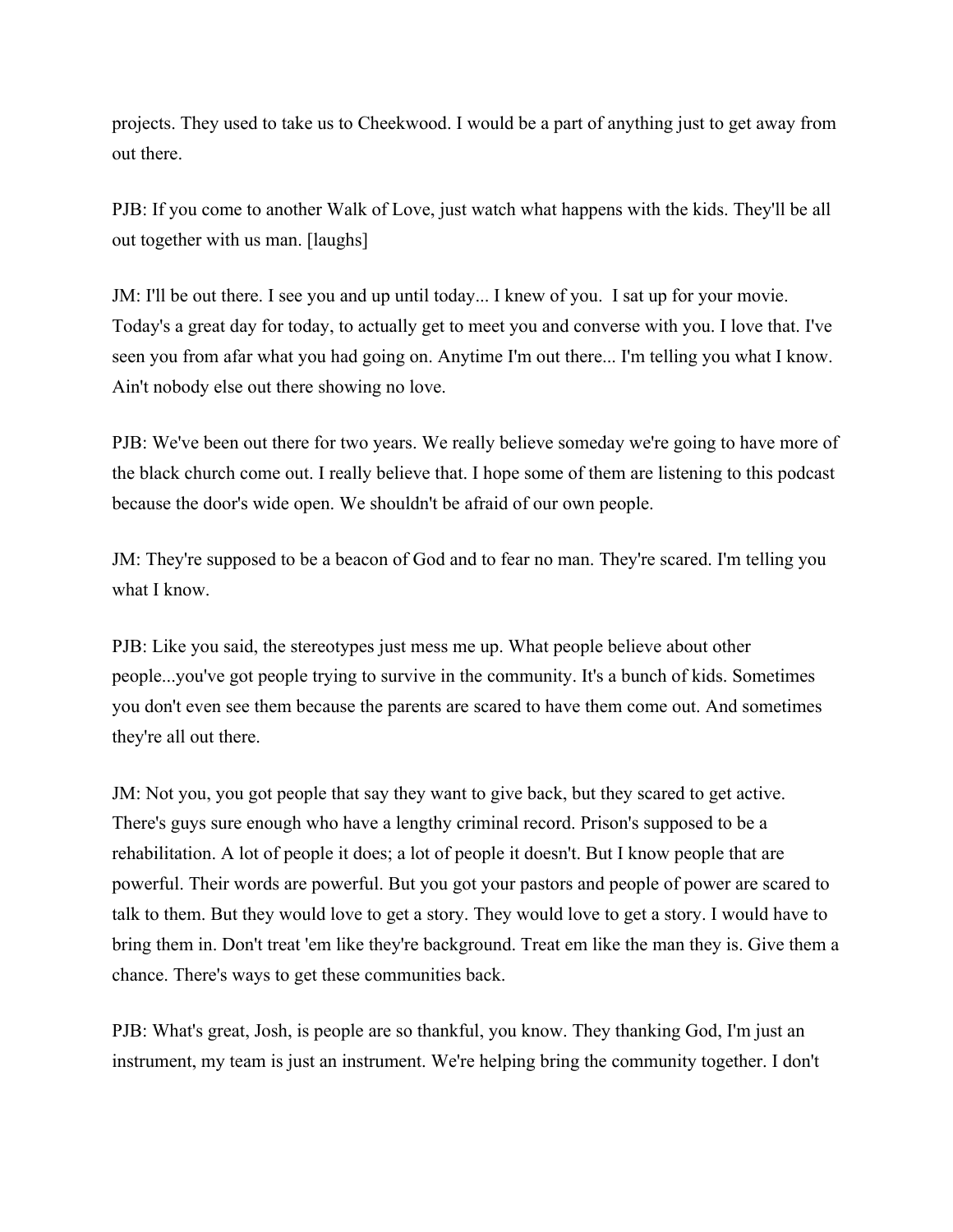projects. They used to take us to Cheekwood. I would be a part of anything just to get away from out there.

PJB: If you come to another Walk of Love, just watch what happens with the kids. They'll be all out together with us man. [laughs]

JM: I'll be out there. I see you and up until today... I knew of you. I sat up for your movie. Today's a great day for today, to actually get to meet you and converse with you. I love that. I've seen you from afar what you had going on. Anytime I'm out there... I'm telling you what I know. Ain't nobody else out there showing no love.

PJB: We've been out there for two years. We really believe someday we're going to have more of the black church come out. I really believe that. I hope some of them are listening to this podcast because the door's wide open. We shouldn't be afraid of our own people.

JM: They're supposed to be a beacon of God and to fear no man. They're scared. I'm telling you what I know.

PJB: Like you said, the stereotypes just mess me up. What people believe about other people...you've got people trying to survive in the community. It's a bunch of kids. Sometimes you don't even see them because the parents are scared to have them come out. And sometimes they're all out there.

JM: Not you, you got people that say they want to give back, but they scared to get active. There's guys sure enough who have a lengthy criminal record. Prison's supposed to be a rehabilitation. A lot of people it does; a lot of people it doesn't. But I know people that are powerful. Their words are powerful. But you got your pastors and people of power are scared to talk to them. But they would love to get a story. They would love to get a story. I would have to bring them in. Don't treat 'em like they're background. Treat em like the man they is. Give them a chance. There's ways to get these communities back.

PJB: What's great, Josh, is people are so thankful, you know. They thanking God, I'm just an instrument, my team is just an instrument. We're helping bring the community together. I don't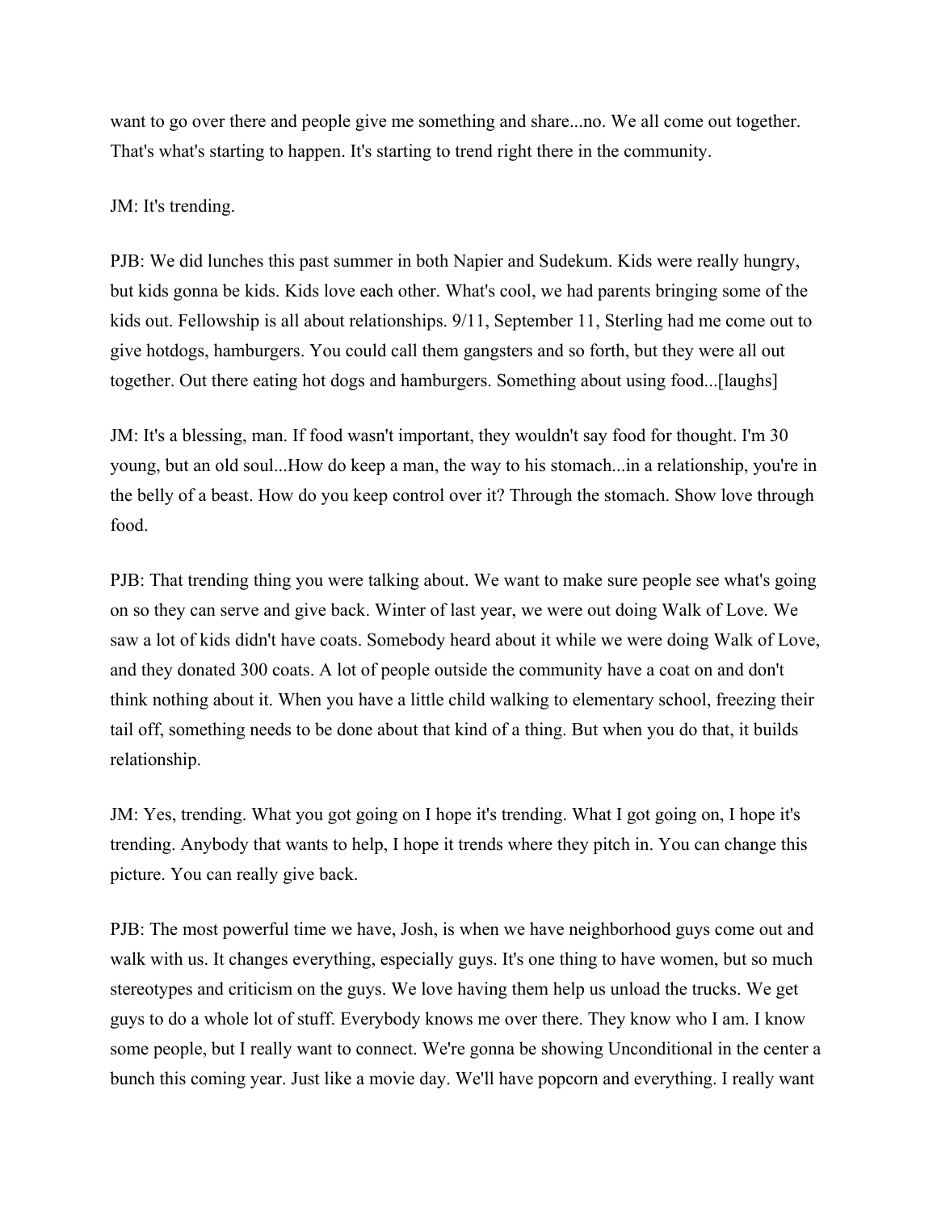want to go over there and people give me something and share...no. We all come out together. That's what's starting to happen. It's starting to trend right there in the community.

JM: It's trending.

PJB: We did lunches this past summer in both Napier and Sudekum. Kids were really hungry, but kids gonna be kids. Kids love each other. What's cool, we had parents bringing some of the kids out. Fellowship is all about relationships. 9/11, September 11, Sterling had me come out to give hotdogs, hamburgers. You could call them gangsters and so forth, but they were all out together. Out there eating hot dogs and hamburgers. Something about using food...[laughs]

JM: It's a blessing, man. If food wasn't important, they wouldn't say food for thought. I'm 30 young, but an old soul...How do keep a man, the way to his stomach...in a relationship, you're in the belly of a beast. How do you keep control over it? Through the stomach. Show love through food.

PJB: That trending thing you were talking about. We want to make sure people see what's going on so they can serve and give back. Winter of last year, we were out doing Walk of Love. We saw a lot of kids didn't have coats. Somebody heard about it while we were doing Walk of Love, and they donated 300 coats. A lot of people outside the community have a coat on and don't think nothing about it. When you have a little child walking to elementary school, freezing their tail off, something needs to be done about that kind of a thing. But when you do that, it builds relationship.

JM: Yes, trending. What you got going on I hope it's trending. What I got going on, I hope it's trending. Anybody that wants to help, I hope it trends where they pitch in. You can change this picture. You can really give back.

PJB: The most powerful time we have, Josh, is when we have neighborhood guys come out and walk with us. It changes everything, especially guys. It's one thing to have women, but so much stereotypes and criticism on the guys. We love having them help us unload the trucks. We get guys to do a whole lot of stuff. Everybody knows me over there. They know who I am. I know some people, but I really want to connect. We're gonna be showing Unconditional in the center a bunch this coming year. Just like a movie day. We'll have popcorn and everything. I really want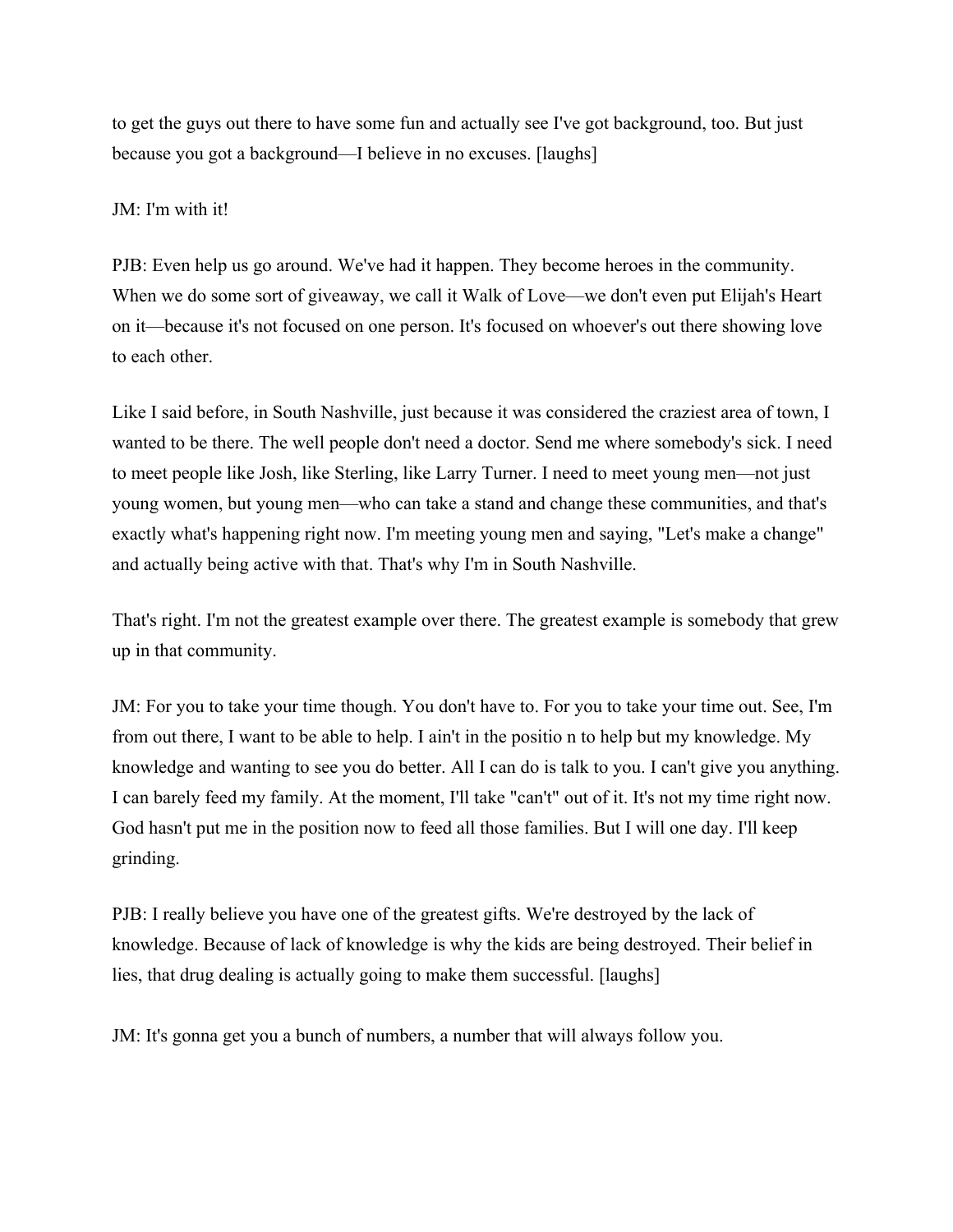to get the guys out there to have some fun and actually see I've got background, too. But just because you got a background—I believe in no excuses. [laughs]

JM: I'm with it!

PJB: Even help us go around. We've had it happen. They become heroes in the community. When we do some sort of giveaway, we call it Walk of Love—we don't even put Elijah's Heart on it—because it's not focused on one person. It's focused on whoever's out there showing love to each other.

Like I said before, in South Nashville, just because it was considered the craziest area of town, I wanted to be there. The well people don't need a doctor. Send me where somebody's sick. I need to meet people like Josh, like Sterling, like Larry Turner. I need to meet young men—not just young women, but young men—who can take a stand and change these communities, and that's exactly what's happening right now. I'm meeting young men and saying, "Let's make a change" and actually being active with that. That's why I'm in South Nashville.

That's right. I'm not the greatest example over there. The greatest example is somebody that grew up in that community.

JM: For you to take your time though. You don't have to. For you to take your time out. See, I'm from out there, I want to be able to help. I ain't in the positio n to help but my knowledge. My knowledge and wanting to see you do better. All I can do is talk to you. I can't give you anything. I can barely feed my family. At the moment, I'll take "can't" out of it. It's not my time right now. God hasn't put me in the position now to feed all those families. But I will one day. I'll keep grinding.

PJB: I really believe you have one of the greatest gifts. We're destroyed by the lack of knowledge. Because of lack of knowledge is why the kids are being destroyed. Their belief in lies, that drug dealing is actually going to make them successful. [laughs]

JM: It's gonna get you a bunch of numbers, a number that will always follow you.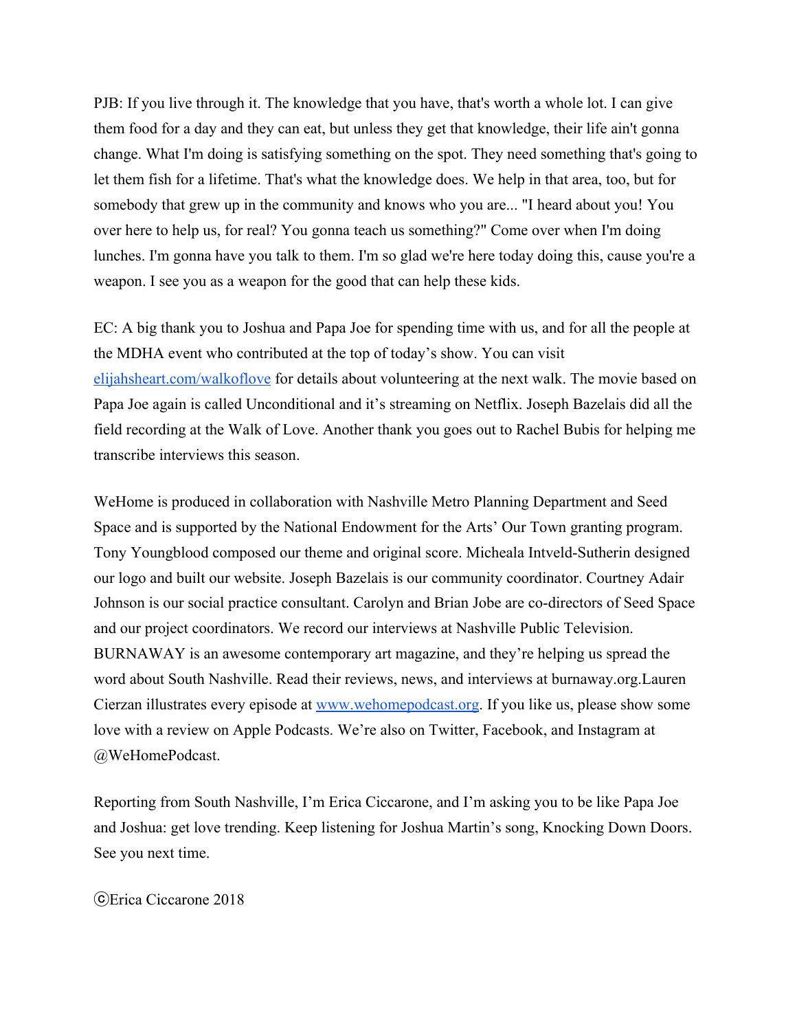PJB: If you live through it. The knowledge that you have, that's worth a whole lot. I can give them food for a day and they can eat, but unless they get that knowledge, their life ain't gonna change. What I'm doing is satisfying something on the spot. They need something that's going to let them fish for a lifetime. That's what the knowledge does. We help in that area, too, but for somebody that grew up in the community and knows who you are... "I heard about you! You over here to help us, for real? You gonna teach us something?" Come over when I'm doing lunches. I'm gonna have you talk to them. I'm so glad we're here today doing this, cause you're a weapon. I see you as a weapon for the good that can help these kids.

EC: A big thank you to Joshua and Papa Joe for spending time with us, and for all the people at the MDHA event who contributed at the top of today's show. You can visit [elijahsheart.com/walkoflove](elijahsheart.com/walkoflove) for details about volunteering at the next walk. The movie based on Papa Joe again is called Unconditional and it's streaming on Netflix. Joseph Bazelais did all the field recording at the Walk of Love. Another thank you goes out to Rachel Bubis for helping me transcribe interviews this season.

WeHome is produced in collaboration with Nashville Metro Planning Department and Seed Space and is supported by the National Endowment for the Arts' Our Town granting program. Tony Youngblood composed our theme and original score. Micheala Intveld-Sutherin designed our logo and built our website. Joseph Bazelais is our community coordinator. Courtney Adair Johnson is our social practice consultant. Carolyn and Brian Jobe are co-directors of Seed Space and our project coordinators. We record our interviews at Nashville Public Television. BURNAWAY is an awesome contemporary art magazine, and they're helping us spread the word about South Nashville. Read their reviews, news, and interviews at burnaway.org.Lauren Cierzan illustrates every episode at [www.wehomepodcast.org](www.wehomepodcast.org). If you like us, please show some love with a review on Apple Podcasts. We're also on Twitter, Facebook, and Instagram at @WeHomePodcast.

Reporting from South Nashville, I'm Erica Ciccarone, and I'm asking you to be like Papa Joe and Joshua: get love trending. Keep listening for Joshua Martin's song, Knocking Down Doors. See you next time.

ⓒErica Ciccarone 2018